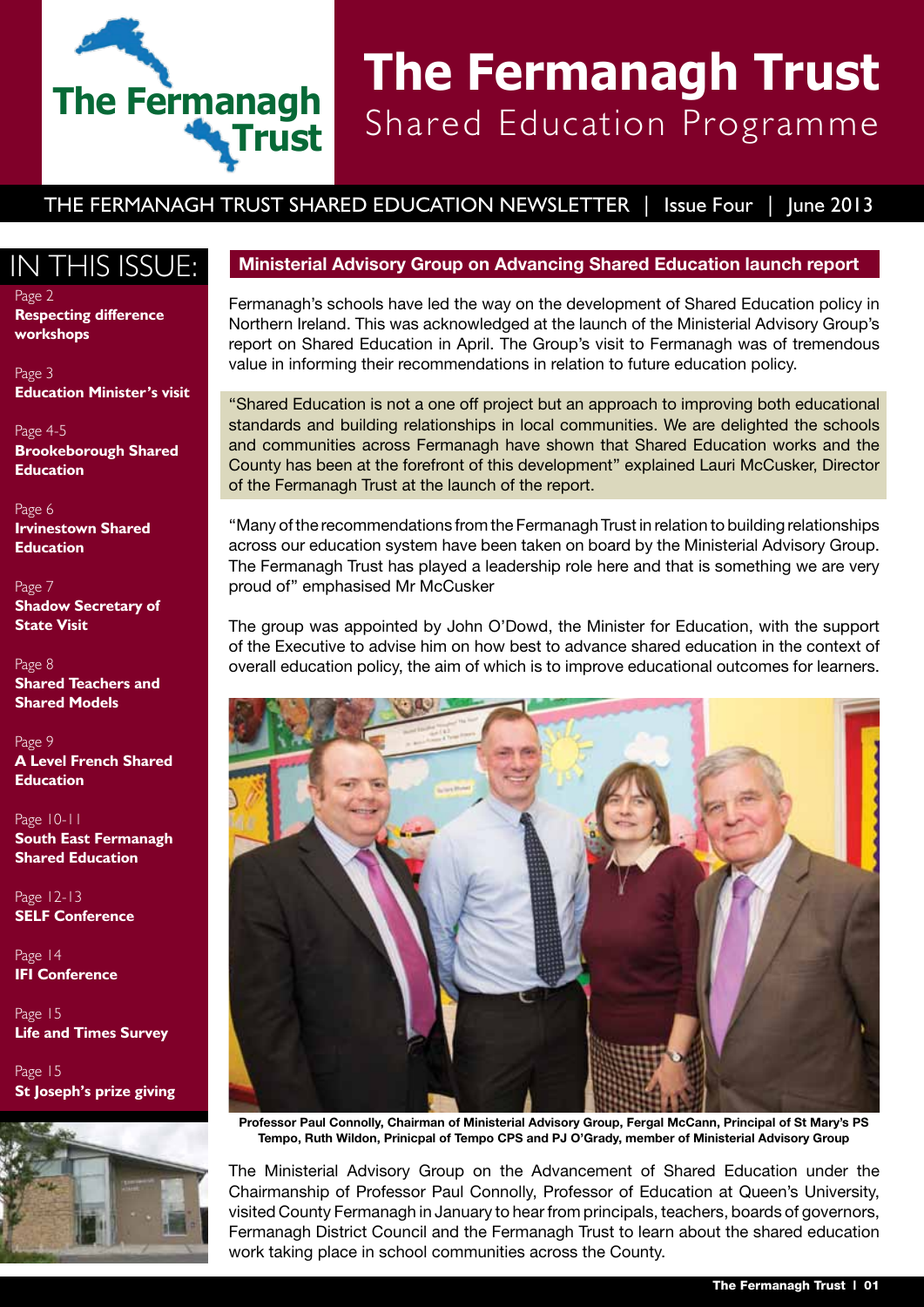# The Fermanagh Trust
## Shared Education Programme

THE FERMANAGH TRUST SHARED EDUCATION NEWSLETTER | Issue Four | June 2013

## IN THIS ISSUE:

Page 2
**Respecting difference workshops**

Page 3
**Education Minister's visit**

Page 4-5
**Brookeborough Shared Education**

Page 6
**Irvinestown Shared Education**

Page 7
**Shadow Secretary of State Visit**

Page 8
**Shared Teachers and Shared Models**

Page 9
**A Level French Shared Education**

Page 10-11
**South East Fermanagh Shared Education**

Page 12-13
**SELF Conference**

Page 14
**IFI Conference**

Page 15
**Life and Times Survey**

Page 15
**St Joseph's prize giving**

## Ministerial Advisory Group on Advancing Shared Education launch report

Fermanagh's schools have led the way on the development of Shared Education policy in Northern Ireland. This was acknowledged at the launch of the Ministerial Advisory Group's report on Shared Education in April. The Group's visit to Fermanagh was of tremendous value in informing their recommendations in relation to future education policy.

"Shared Education is not a one off project but an approach to improving both educational standards and building relationships in local communities. We are delighted the schools and communities across Fermanagh have shown that Shared Education works and the County has been at the forefront of this development" explained Lauri McCusker, Director of the Fermanagh Trust at the launch of the report.

"Many of the recommendations from the Fermanagh Trust in relation to building relationships across our education system have been taken on board by the Ministerial Advisory Group. The Fermanagh Trust has played a leadership role here and that is something we are very proud of" emphasised Mr McCusker

The group was appointed by John O'Dowd, the Minister for Education, with the support of the Executive to advise him on how best to advance shared education in the context of overall education policy, the aim of which is to improve educational outcomes for learners.

**Professor Paul Connolly, Chairman of Ministerial Advisory Group, Fergal McCann, Principal of St Mary's PS Tempo, Ruth Wildon, Prinicpal of Tempo CPS and PJ O'Grady, member of Ministerial Advisory Group**

The Ministerial Advisory Group on the Advancement of Shared Education under the Chairmanship of Professor Paul Connolly, Professor of Education at Queen's University, visited County Fermanagh in January to hear from principals, teachers, boards of governors, Fermanagh District Council and the Fermanagh Trust to learn about the shared education work taking place in school communities across the County.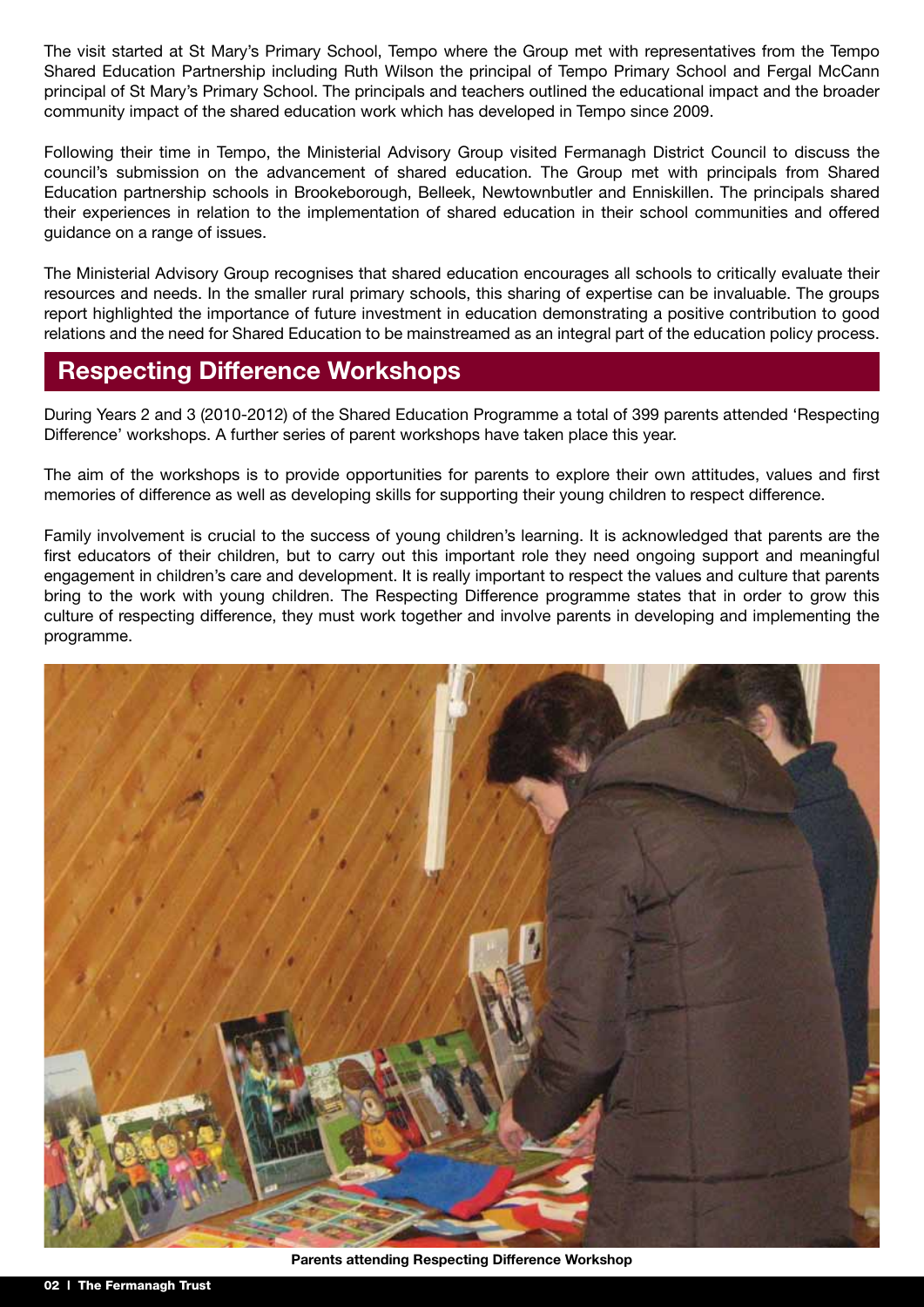The visit started at St Mary's Primary School, Tempo where the Group met with representatives from the Tempo Shared Education Partnership including Ruth Wilson the principal of Tempo Primary School and Fergal McCann principal of St Mary's Primary School. The principals and teachers outlined the educational impact and the broader community impact of the shared education work which has developed in Tempo since 2009.

Following their time in Tempo, the Ministerial Advisory Group visited Fermanagh District Council to discuss the council's submission on the advancement of shared education. The Group met with principals from Shared Education partnership schools in Brookeborough, Belleek, Newtownbutler and Enniskillen. The principals shared their experiences in relation to the implementation of shared education in their school communities and offered guidance on a range of issues.

The Ministerial Advisory Group recognises that shared education encourages all schools to critically evaluate their resources and needs. In the smaller rural primary schools, this sharing of expertise can be invaluable. The groups report highlighted the importance of future investment in education demonstrating a positive contribution to good relations and the need for Shared Education to be mainstreamed as an integral part of the education policy process.

## Respecting Difference Workshops

During Years 2 and 3 (2010-2012) of the Shared Education Programme a total of 399 parents attended 'Respecting Difference' workshops. A further series of parent workshops have taken place this year.

The aim of the workshops is to provide opportunities for parents to explore their own attitudes, values and first memories of difference as well as developing skills for supporting their young children to respect difference.

Family involvement is crucial to the success of young children's learning. It is acknowledged that parents are the first educators of their children, but to carry out this important role they need ongoing support and meaningful engagement in children's care and development. It is really important to respect the values and culture that parents bring to the work with young children. The Respecting Difference programme states that in order to grow this culture of respecting difference, they must work together and involve parents in developing and implementing the programme.

**Parents attending Respecting Difference Workshop**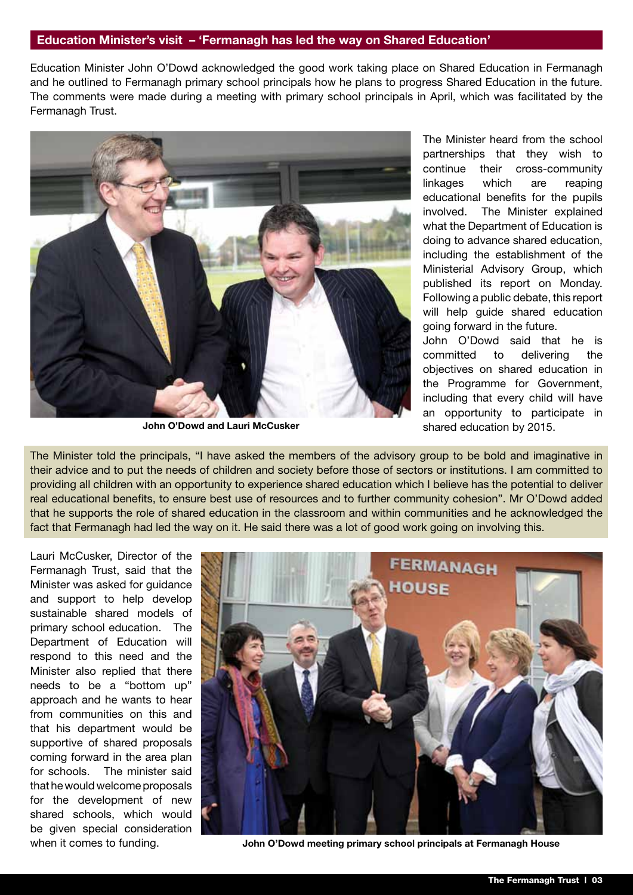## Education Minister's visit – 'Fermanagh has led the way on Shared Education'

Education Minister John O'Dowd acknowledged the good work taking place on Shared Education in Fermanagh and he outlined to Fermanagh primary school principals how he plans to progress Shared Education in the future. The comments were made during a meeting with primary school principals in April, which was facilitated by the Fermanagh Trust.

**John O'Dowd and Lauri McCusker**

The Minister heard from the school partnerships that they wish to continue their cross-community linkages which are reaping educational benefits for the pupils involved. The Minister explained what the Department of Education is doing to advance shared education, including the establishment of the Ministerial Advisory Group, which published its report on Monday. Following a public debate, this report will help guide shared education going forward in the future.

John O'Dowd said that he is committed to delivering the objectives on shared education in the Programme for Government, including that every child will have an opportunity to participate in shared education by 2015.

The Minister told the principals, "I have asked the members of the advisory group to be bold and imaginative in their advice and to put the needs of children and society before those of sectors or institutions. I am committed to providing all children with an opportunity to experience shared education which I believe has the potential to deliver real educational benefits, to ensure best use of resources and to further community cohesion". Mr O'Dowd added that he supports the role of shared education in the classroom and within communities and he acknowledged the fact that Fermanagh had led the way on it. He said there was a lot of good work going on involving this.

Lauri McCusker, Director of the Fermanagh Trust, said that the Minister was asked for guidance and support to help develop sustainable shared models of primary school education. The Department of Education will respond to this need and the Minister also replied that there needs to be a "bottom up" approach and he wants to hear from communities on this and that his department would be supportive of shared proposals coming forward in the area plan for schools. The minister said that he would welcome proposals for the development of new shared schools, which would be given special consideration when it comes to funding.

**John O'Dowd meeting primary school principals at Fermanagh House**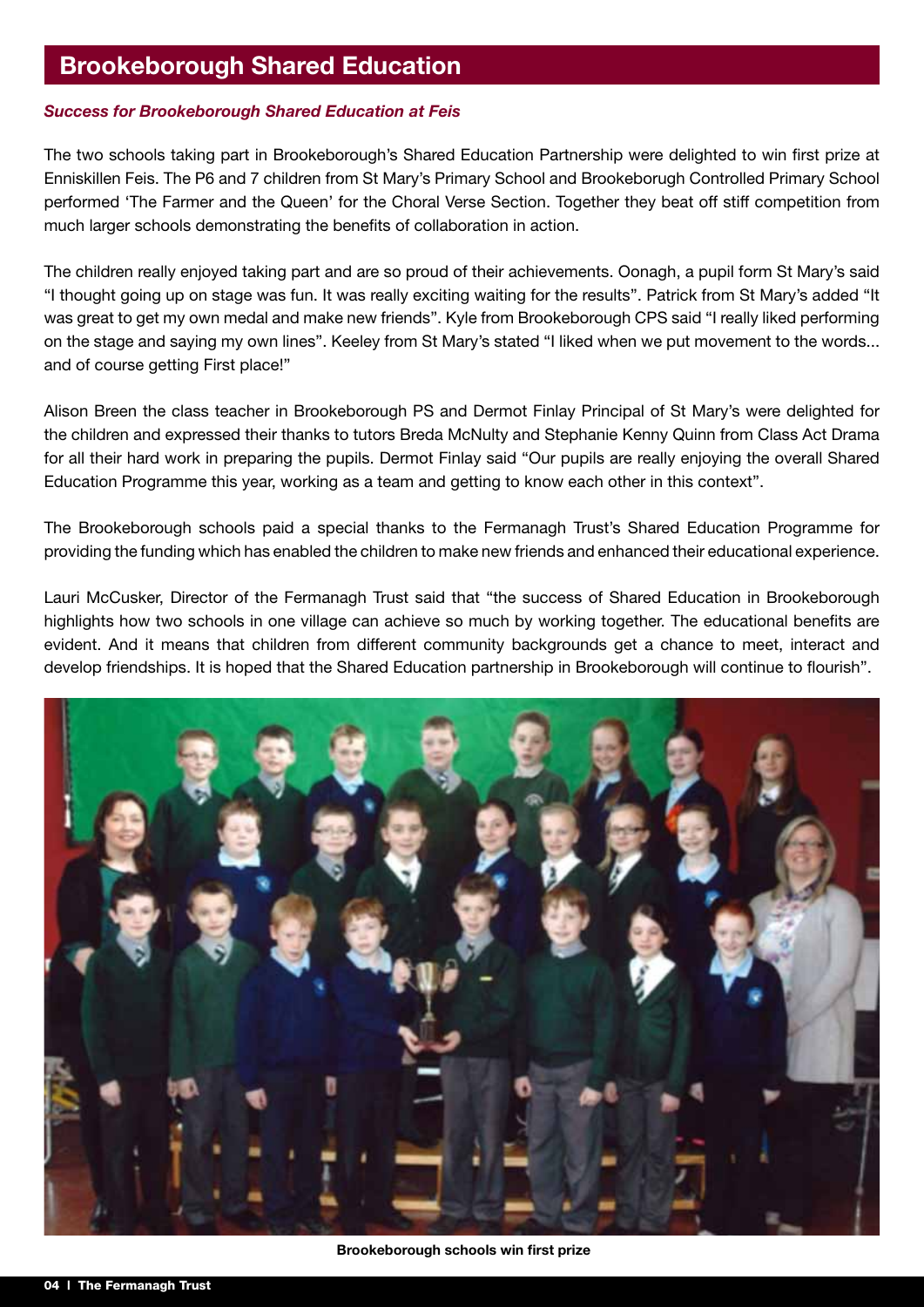## Brookeborough Shared Education

***Success for Brookeborough Shared Education at Feis***

The two schools taking part in Brookeborough's Shared Education Partnership were delighted to win first prize at Enniskillen Feis. The P6 and 7 children from St Mary's Primary School and Brookeborugh Controlled Primary School performed 'The Farmer and the Queen' for the Choral Verse Section. Together they beat off stiff competition from much larger schools demonstrating the benefits of collaboration in action.

The children really enjoyed taking part and are so proud of their achievements. Oonagh, a pupil form St Mary's said "I thought going up on stage was fun. It was really exciting waiting for the results". Patrick from St Mary's added "It was great to get my own medal and make new friends". Kyle from Brookeborough CPS said "I really liked performing on the stage and saying my own lines". Keeley from St Mary's stated "I liked when we put movement to the words... and of course getting First place!"

Alison Breen the class teacher in Brookeborough PS and Dermot Finlay Principal of St Mary's were delighted for the children and expressed their thanks to tutors Breda McNulty and Stephanie Kenny Quinn from Class Act Drama for all their hard work in preparing the pupils. Dermot Finlay said "Our pupils are really enjoying the overall Shared Education Programme this year, working as a team and getting to know each other in this context".

The Brookeborough schools paid a special thanks to the Fermanagh Trust's Shared Education Programme for providing the funding which has enabled the children to make new friends and enhanced their educational experience.

Lauri McCusker, Director of the Fermanagh Trust said that "the success of Shared Education in Brookeborough highlights how two schools in one village can achieve so much by working together. The educational benefits are evident. And it means that children from different community backgrounds get a chance to meet, interact and develop friendships. It is hoped that the Shared Education partnership in Brookeborough will continue to flourish".

**Brookeborough schools win first prize**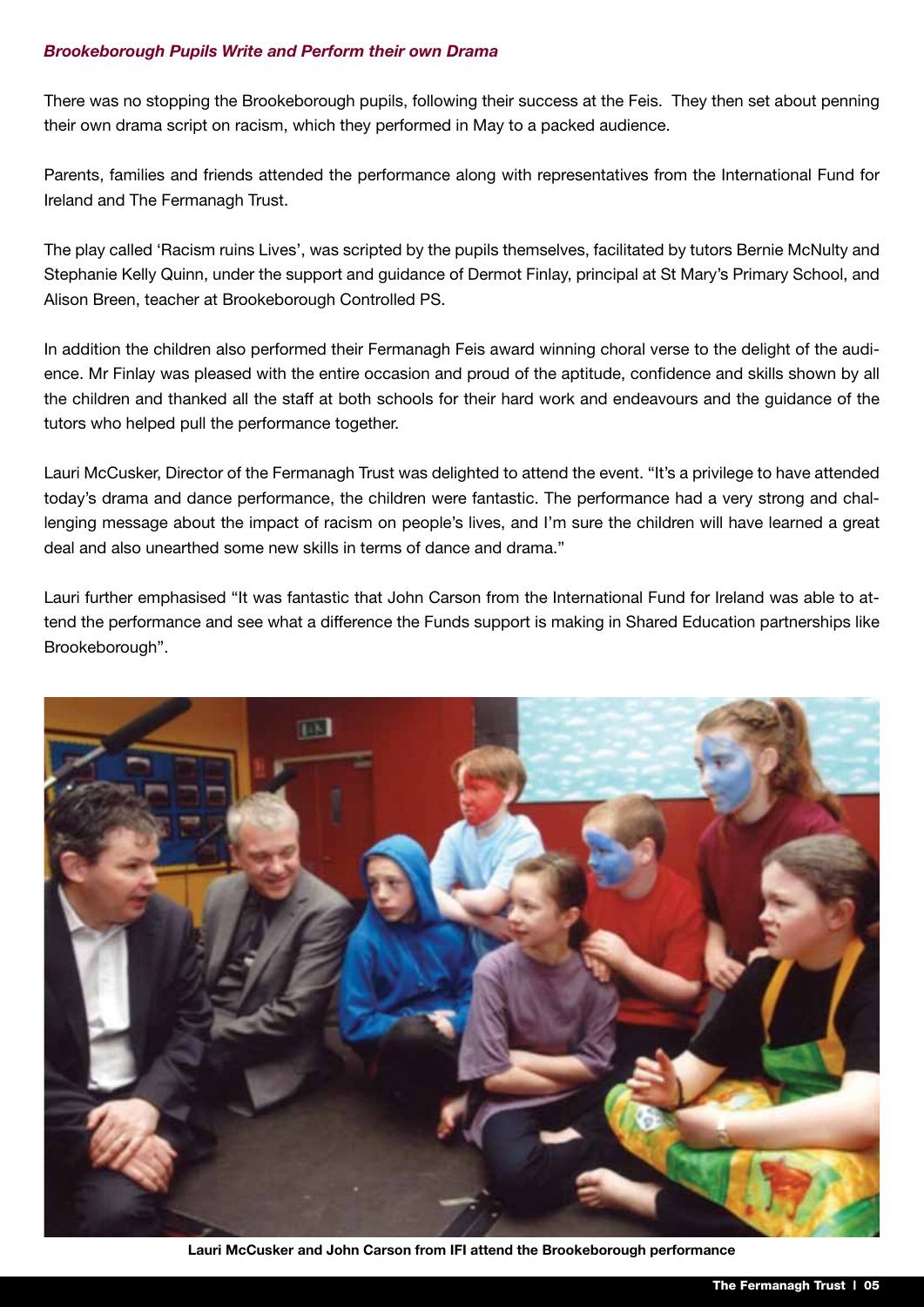### *Brookeborough Pupils Write and Perform their own Drama*

There was no stopping the Brookeborough pupils, following their success at the Feis. They then set about penning their own drama script on racism, which they performed in May to a packed audience.

Parents, families and friends attended the performance along with representatives from the International Fund for Ireland and The Fermanagh Trust.

The play called 'Racism ruins Lives', was scripted by the pupils themselves, facilitated by tutors Bernie McNulty and Stephanie Kelly Quinn, under the support and guidance of Dermot Finlay, principal at St Mary's Primary School, and Alison Breen, teacher at Brookeborough Controlled PS.

In addition the children also performed their Fermanagh Feis award winning choral verse to the delight of the audience. Mr Finlay was pleased with the entire occasion and proud of the aptitude, confidence and skills shown by all the children and thanked all the staff at both schools for their hard work and endeavours and the guidance of the tutors who helped pull the performance together.

Lauri McCusker, Director of the Fermanagh Trust was delighted to attend the event. "It's a privilege to have attended today's drama and dance performance, the children were fantastic. The performance had a very strong and challenging message about the impact of racism on people's lives, and I'm sure the children will have learned a great deal and also unearthed some new skills in terms of dance and drama."

Lauri further emphasised "It was fantastic that John Carson from the International Fund for Ireland was able to attend the performance and see what a difference the Funds support is making in Shared Education partnerships like Brookeborough".

**Lauri McCusker and John Carson from IFI attend the Brookeborough performance**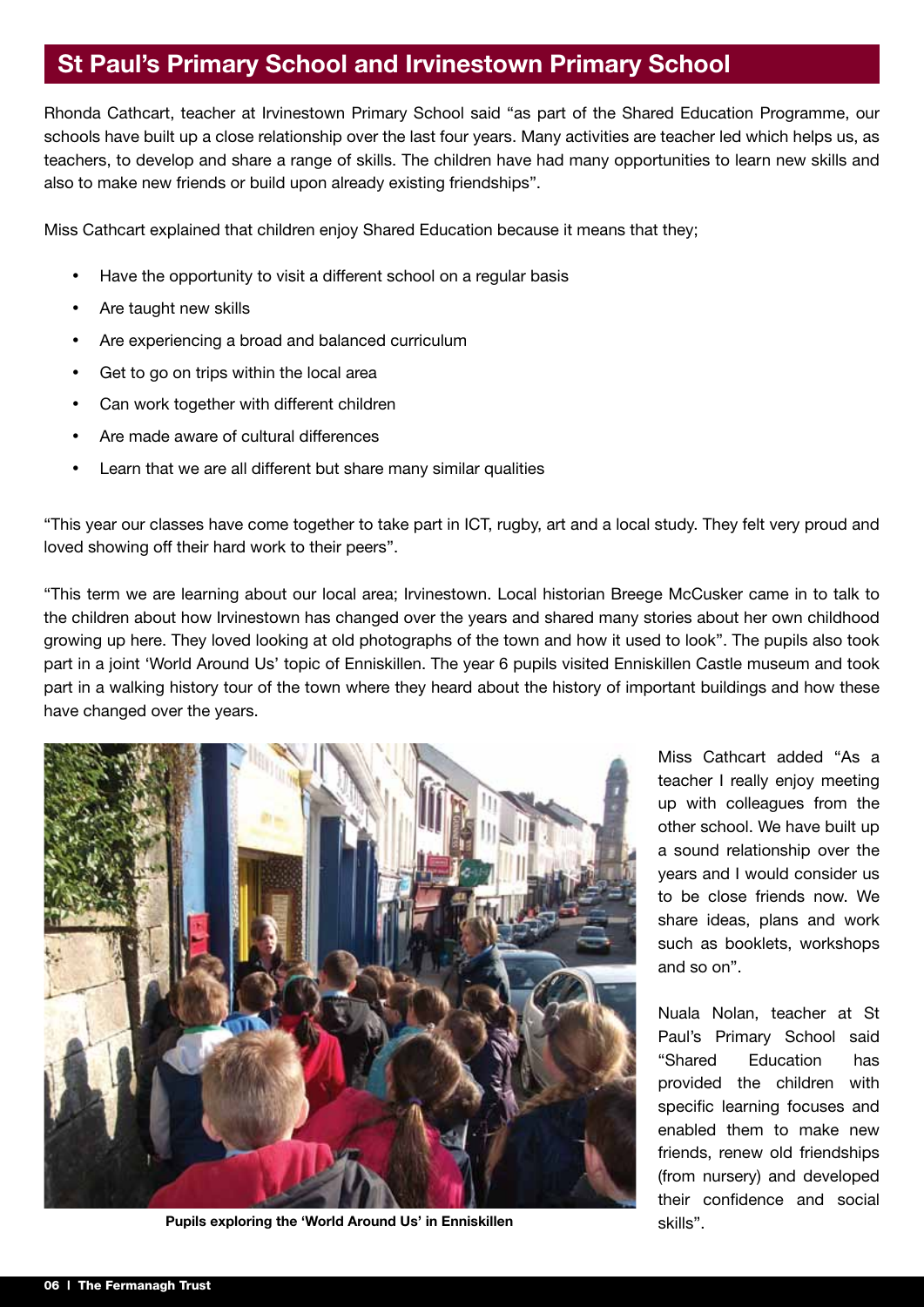## St Paul's Primary School and Irvinestown Primary School

Rhonda Cathcart, teacher at Irvinestown Primary School said "as part of the Shared Education Programme, our schools have built up a close relationship over the last four years. Many activities are teacher led which helps us, as teachers, to develop and share a range of skills. The children have had many opportunities to learn new skills and also to make new friends or build upon already existing friendships".

Miss Cathcart explained that children enjoy Shared Education because it means that they;

- Have the opportunity to visit a different school on a regular basis
- Are taught new skills
- Are experiencing a broad and balanced curriculum
- Get to go on trips within the local area
- Can work together with different children
- Are made aware of cultural differences
- Learn that we are all different but share many similar qualities

"This year our classes have come together to take part in ICT, rugby, art and a local study. They felt very proud and loved showing off their hard work to their peers".

"This term we are learning about our local area; Irvinestown. Local historian Breege McCusker came in to talk to the children about how Irvinestown has changed over the years and shared many stories about her own childhood growing up here. They loved looking at old photographs of the town and how it used to look". The pupils also took part in a joint 'World Around Us' topic of Enniskillen. The year 6 pupils visited Enniskillen Castle museum and took part in a walking history tour of the town where they heard about the history of important buildings and how these have changed over the years.

**Pupils exploring the 'World Around Us' in Enniskillen**

Miss Cathcart added "As a teacher I really enjoy meeting up with colleagues from the other school. We have built up a sound relationship over the years and I would consider us to be close friends now. We share ideas, plans and work such as booklets, workshops and so on".

Nuala Nolan, teacher at St Paul's Primary School said "Shared Education has provided the children with specific learning focuses and enabled them to make new friends, renew old friendships (from nursery) and developed their confidence and social skills".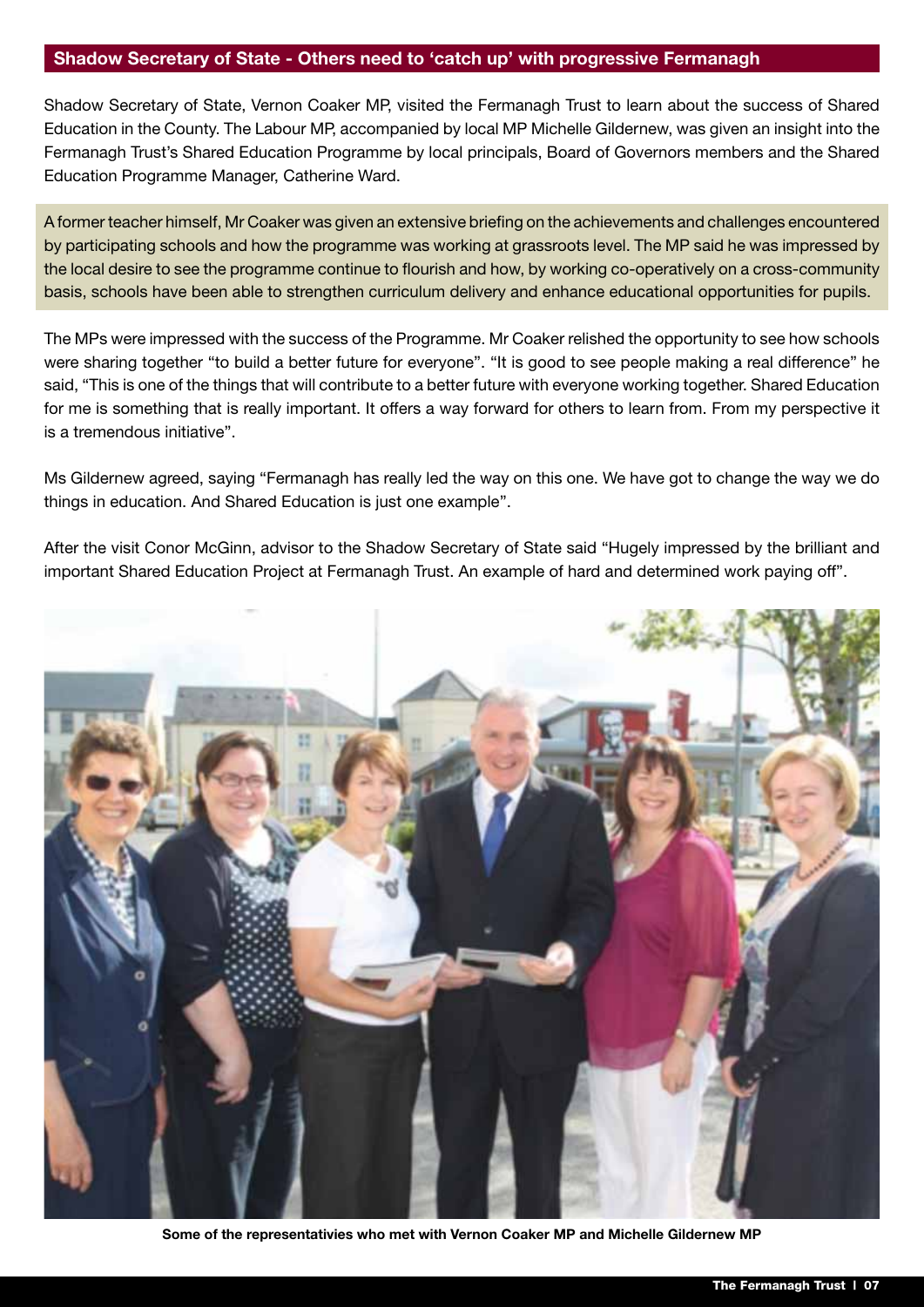## Shadow Secretary of State - Others need to 'catch up' with progressive Fermanagh

Shadow Secretary of State, Vernon Coaker MP, visited the Fermanagh Trust to learn about the success of Shared Education in the County. The Labour MP, accompanied by local MP Michelle Gildernew, was given an insight into the Fermanagh Trust's Shared Education Programme by local principals, Board of Governors members and the Shared Education Programme Manager, Catherine Ward.

A former teacher himself, Mr Coaker was given an extensive briefing on the achievements and challenges encountered by participating schools and how the programme was working at grassroots level. The MP said he was impressed by the local desire to see the programme continue to flourish and how, by working co-operatively on a cross-community basis, schools have been able to strengthen curriculum delivery and enhance educational opportunities for pupils.

The MPs were impressed with the success of the Programme. Mr Coaker relished the opportunity to see how schools were sharing together "to build a better future for everyone". "It is good to see people making a real difference" he said, "This is one of the things that will contribute to a better future with everyone working together. Shared Education for me is something that is really important. It offers a way forward for others to learn from. From my perspective it is a tremendous initiative".

Ms Gildernew agreed, saying "Fermanagh has really led the way on this one. We have got to change the way we do things in education. And Shared Education is just one example".

After the visit Conor McGinn, advisor to the Shadow Secretary of State said "Hugely impressed by the brilliant and important Shared Education Project at Fermanagh Trust. An example of hard and determined work paying off".

**Some of the representativies who met with Vernon Coaker MP and Michelle Gildernew MP**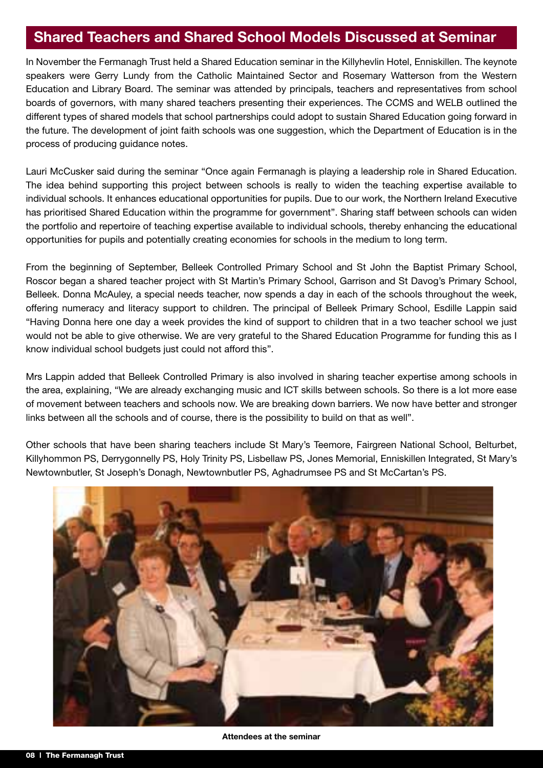## Shared Teachers and Shared School Models Discussed at Seminar

In November the Fermanagh Trust held a Shared Education seminar in the Killyhevlin Hotel, Enniskillen. The keynote speakers were Gerry Lundy from the Catholic Maintained Sector and Rosemary Watterson from the Western Education and Library Board. The seminar was attended by principals, teachers and representatives from school boards of governors, with many shared teachers presenting their experiences. The CCMS and WELB outlined the different types of shared models that school partnerships could adopt to sustain Shared Education going forward in the future. The development of joint faith schools was one suggestion, which the Department of Education is in the process of producing guidance notes.

Lauri McCusker said during the seminar "Once again Fermanagh is playing a leadership role in Shared Education. The idea behind supporting this project between schools is really to widen the teaching expertise available to individual schools. It enhances educational opportunities for pupils. Due to our work, the Northern Ireland Executive has prioritised Shared Education within the programme for government". Sharing staff between schools can widen the portfolio and repertoire of teaching expertise available to individual schools, thereby enhancing the educational opportunities for pupils and potentially creating economies for schools in the medium to long term.

From the beginning of September, Belleek Controlled Primary School and St John the Baptist Primary School, Roscor began a shared teacher project with St Martin's Primary School, Garrison and St Davog's Primary School, Belleek. Donna McAuley, a special needs teacher, now spends a day in each of the schools throughout the week, offering numeracy and literacy support to children. The principal of Belleek Primary School, Esdille Lappin said "Having Donna here one day a week provides the kind of support to children that in a two teacher school we just would not be able to give otherwise. We are very grateful to the Shared Education Programme for funding this as I know individual school budgets just could not afford this".

Mrs Lappin added that Belleek Controlled Primary is also involved in sharing teacher expertise among schools in the area, explaining, "We are already exchanging music and ICT skills between schools. So there is a lot more ease of movement between teachers and schools now. We are breaking down barriers. We now have better and stronger links between all the schools and of course, there is the possibility to build on that as well".

Other schools that have been sharing teachers include St Mary's Teemore, Fairgreen National School, Belturbet, Killyhommon PS, Derrygonnelly PS, Holy Trinity PS, Lisbellaw PS, Jones Memorial, Enniskillen Integrated, St Mary's Newtownbutler, St Joseph's Donagh, Newtownbutler PS, Aghadrumsee PS and St McCartan's PS.

**Attendees at the seminar**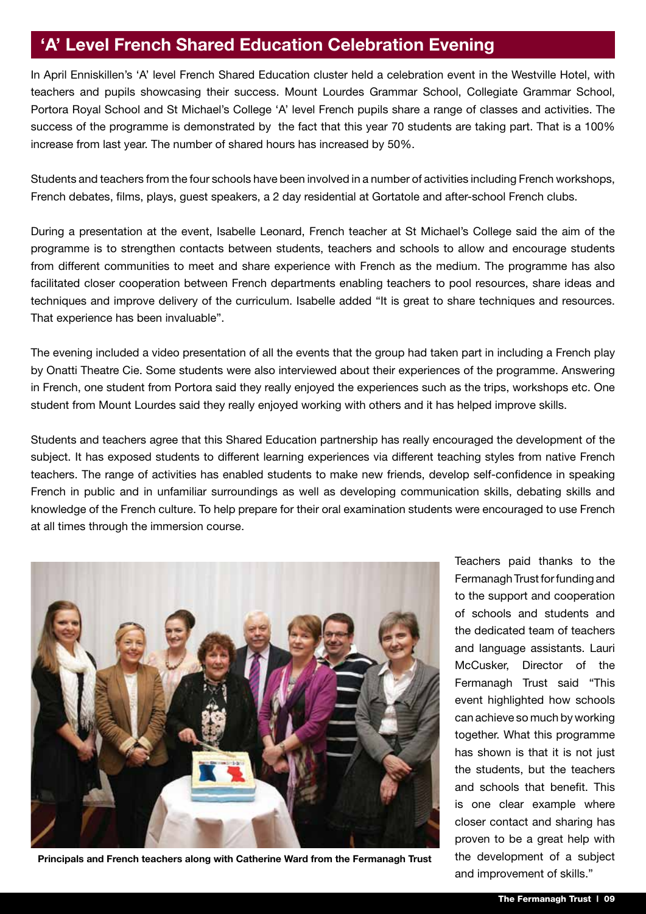## 'A' Level French Shared Education Celebration Evening

In April Enniskillen's 'A' level French Shared Education cluster held a celebration event in the Westville Hotel, with teachers and pupils showcasing their success. Mount Lourdes Grammar School, Collegiate Grammar School, Portora Royal School and St Michael's College 'A' level French pupils share a range of classes and activities. The success of the programme is demonstrated by the fact that this year 70 students are taking part. That is a 100% increase from last year. The number of shared hours has increased by 50%.

Students and teachers from the four schools have been involved in a number of activities including French workshops, French debates, films, plays, guest speakers, a 2 day residential at Gortatole and after-school French clubs.

During a presentation at the event, Isabelle Leonard, French teacher at St Michael's College said the aim of the programme is to strengthen contacts between students, teachers and schools to allow and encourage students from different communities to meet and share experience with French as the medium. The programme has also facilitated closer cooperation between French departments enabling teachers to pool resources, share ideas and techniques and improve delivery of the curriculum. Isabelle added "It is great to share techniques and resources. That experience has been invaluable".

The evening included a video presentation of all the events that the group had taken part in including a French play by Onatti Theatre Cie. Some students were also interviewed about their experiences of the programme. Answering in French, one student from Portora said they really enjoyed the experiences such as the trips, workshops etc. One student from Mount Lourdes said they really enjoyed working with others and it has helped improve skills.

Students and teachers agree that this Shared Education partnership has really encouraged the development of the subject. It has exposed students to different learning experiences via different teaching styles from native French teachers. The range of activities has enabled students to make new friends, develop self-confidence in speaking French in public and in unfamiliar surroundings as well as developing communication skills, debating skills and knowledge of the French culture. To help prepare for their oral examination students were encouraged to use French at all times through the immersion course.

**Principals and French teachers along with Catherine Ward from the Fermanagh Trust**

Teachers paid thanks to the Fermanagh Trust for funding and to the support and cooperation of schools and students and the dedicated team of teachers and language assistants. Lauri McCusker, Director of the Fermanagh Trust said "This event highlighted how schools can achieve so much by working together. What this programme has shown is that it is not just the students, but the teachers and schools that benefit. This is one clear example where closer contact and sharing has proven to be a great help with the development of a subject and improvement of skills."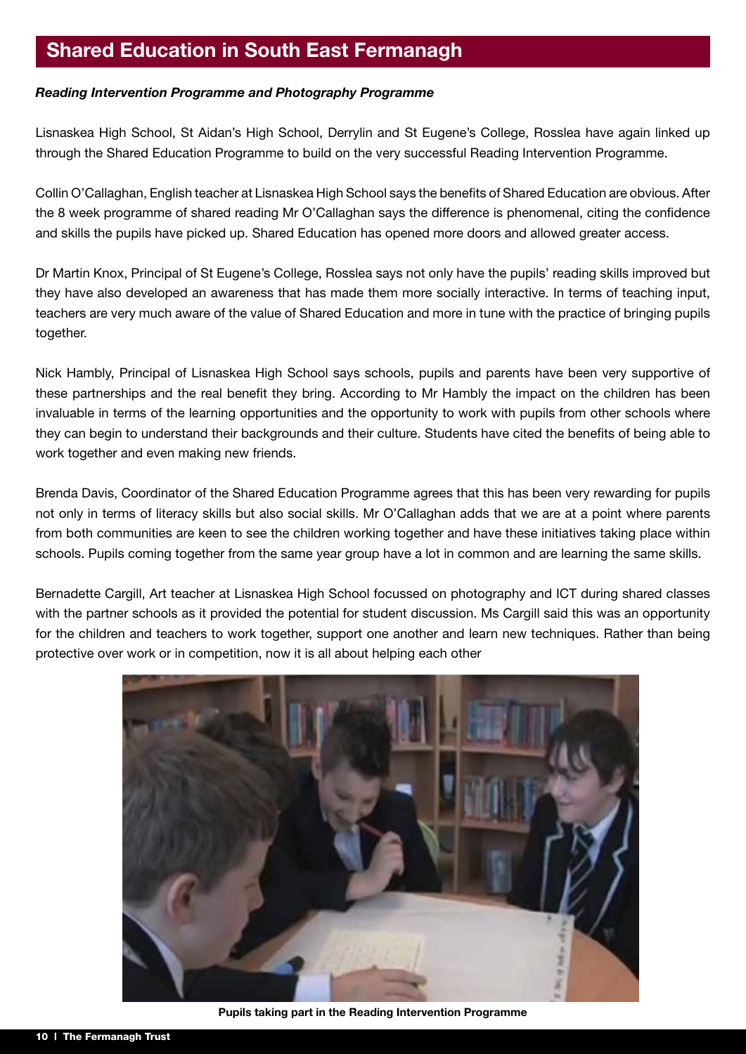# Shared Education in South East Fermanagh

***Reading Intervention Programme and Photography Programme***

Lisnaskea High School, St Aidan's High School, Derrylin and St Eugene's College, Rosslea have again linked up through the Shared Education Programme to build on the very successful Reading Intervention Programme.

Collin O'Callaghan, English teacher at Lisnaskea High School says the benefits of Shared Education are obvious. After the 8 week programme of shared reading Mr O'Callaghan says the difference is phenomenal, citing the confidence and skills the pupils have picked up. Shared Education has opened more doors and allowed greater access.

Dr Martin Knox, Principal of St Eugene's College, Rosslea says not only have the pupils' reading skills improved but they have also developed an awareness that has made them more socially interactive. In terms of teaching input, teachers are very much aware of the value of Shared Education and more in tune with the practice of bringing pupils together.

Nick Hambly, Principal of Lisnaskea High School says schools, pupils and parents have been very supportive of these partnerships and the real benefit they bring. According to Mr Hambly the impact on the children has been invaluable in terms of the learning opportunities and the opportunity to work with pupils from other schools where they can begin to understand their backgrounds and their culture. Students have cited the benefits of being able to work together and even making new friends.

Brenda Davis, Coordinator of the Shared Education Programme agrees that this has been very rewarding for pupils not only in terms of literacy skills but also social skills. Mr O'Callaghan adds that we are at a point where parents from both communities are keen to see the children working together and have these initiatives taking place within schools. Pupils coming together from the same year group have a lot in common and are learning the same skills.

Bernadette Cargill, Art teacher at Lisnaskea High School focussed on photography and ICT during shared classes with the partner schools as it provided the potential for student discussion. Ms Cargill said this was an opportunity for the children and teachers to work together, support one another and learn new techniques. Rather than being protective over work or in competition, now it is all about helping each other

**Pupils taking part in the Reading Intervention Programme**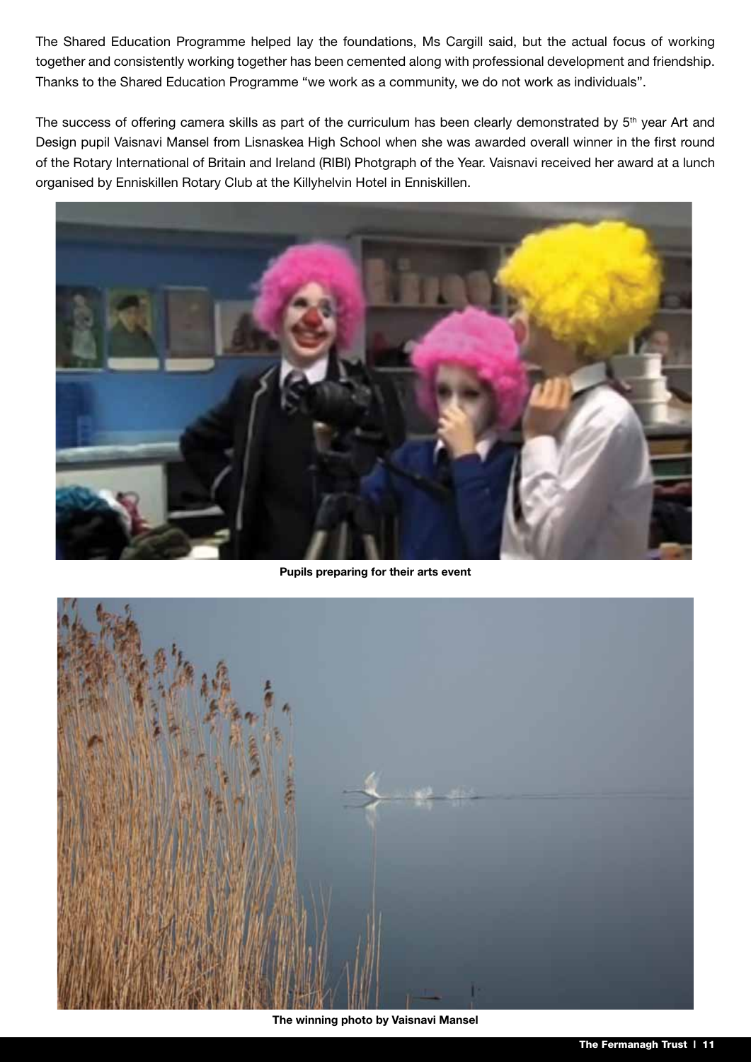The Shared Education Programme helped lay the foundations, Ms Cargill said, but the actual focus of working together and consistently working together has been cemented along with professional development and friendship. Thanks to the Shared Education Programme "we work as a community, we do not work as individuals".

The success of offering camera skills as part of the curriculum has been clearly demonstrated by 5th year Art and Design pupil Vaisnavi Mansel from Lisnaskea High School when she was awarded overall winner in the first round of the Rotary International of Britain and Ireland (RIBI) Photgraph of the Year. Vaisnavi received her award at a lunch organised by Enniskillen Rotary Club at the Killyhelvin Hotel in Enniskillen.

**Pupils preparing for their arts event**

**The winning photo by Vaisnavi Mansel**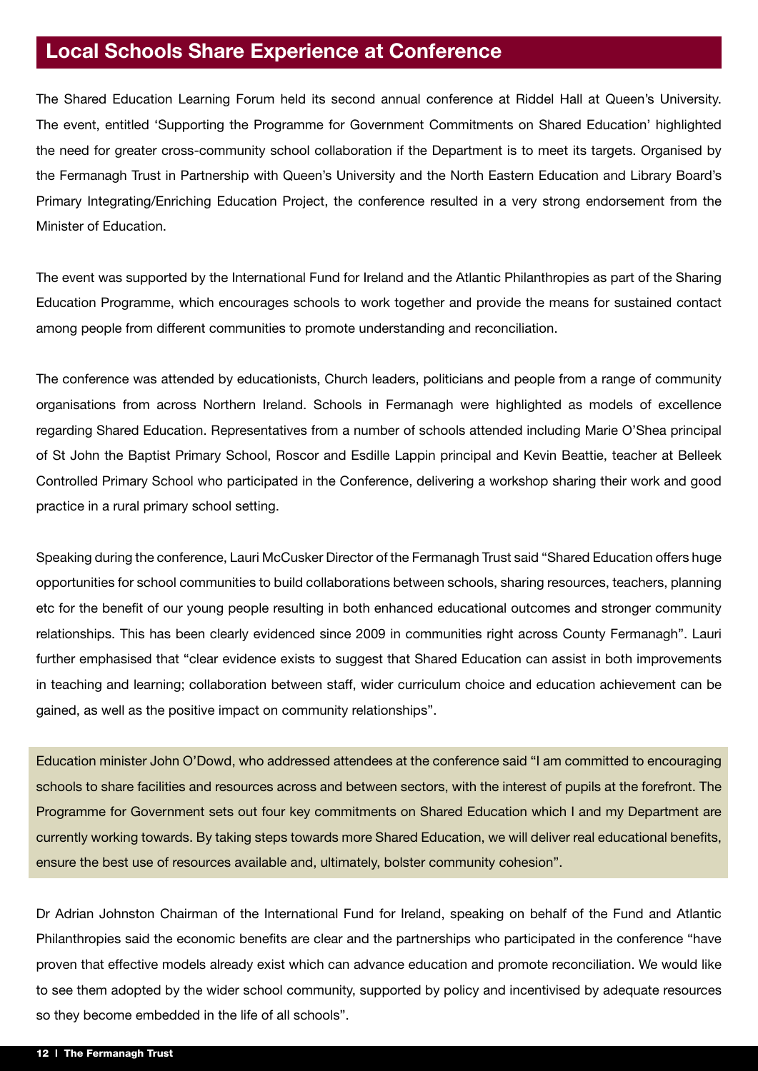## Local Schools Share Experience at Conference

The Shared Education Learning Forum held its second annual conference at Riddel Hall at Queen's University. The event, entitled 'Supporting the Programme for Government Commitments on Shared Education' highlighted the need for greater cross-community school collaboration if the Department is to meet its targets. Organised by the Fermanagh Trust in Partnership with Queen's University and the North Eastern Education and Library Board's Primary Integrating/Enriching Education Project, the conference resulted in a very strong endorsement from the Minister of Education.

The event was supported by the International Fund for Ireland and the Atlantic Philanthropies as part of the Sharing Education Programme, which encourages schools to work together and provide the means for sustained contact among people from different communities to promote understanding and reconciliation.

The conference was attended by educationists, Church leaders, politicians and people from a range of community organisations from across Northern Ireland. Schools in Fermanagh were highlighted as models of excellence regarding Shared Education. Representatives from a number of schools attended including Marie O'Shea principal of St John the Baptist Primary School, Roscor and Esdille Lappin principal and Kevin Beattie, teacher at Belleek Controlled Primary School who participated in the Conference, delivering a workshop sharing their work and good practice in a rural primary school setting.

Speaking during the conference, Lauri McCusker Director of the Fermanagh Trust said "Shared Education offers huge opportunities for school communities to build collaborations between schools, sharing resources, teachers, planning etc for the benefit of our young people resulting in both enhanced educational outcomes and stronger community relationships. This has been clearly evidenced since 2009 in communities right across County Fermanagh". Lauri further emphasised that "clear evidence exists to suggest that Shared Education can assist in both improvements in teaching and learning; collaboration between staff, wider curriculum choice and education achievement can be gained, as well as the positive impact on community relationships".

Education minister John O'Dowd, who addressed attendees at the conference said "I am committed to encouraging schools to share facilities and resources across and between sectors, with the interest of pupils at the forefront. The Programme for Government sets out four key commitments on Shared Education which I and my Department are currently working towards. By taking steps towards more Shared Education, we will deliver real educational benefits, ensure the best use of resources available and, ultimately, bolster community cohesion".

Dr Adrian Johnston Chairman of the International Fund for Ireland, speaking on behalf of the Fund and Atlantic Philanthropies said the economic benefits are clear and the partnerships who participated in the conference "have proven that effective models already exist which can advance education and promote reconciliation. We would like to see them adopted by the wider school community, supported by policy and incentivised by adequate resources so they become embedded in the life of all schools".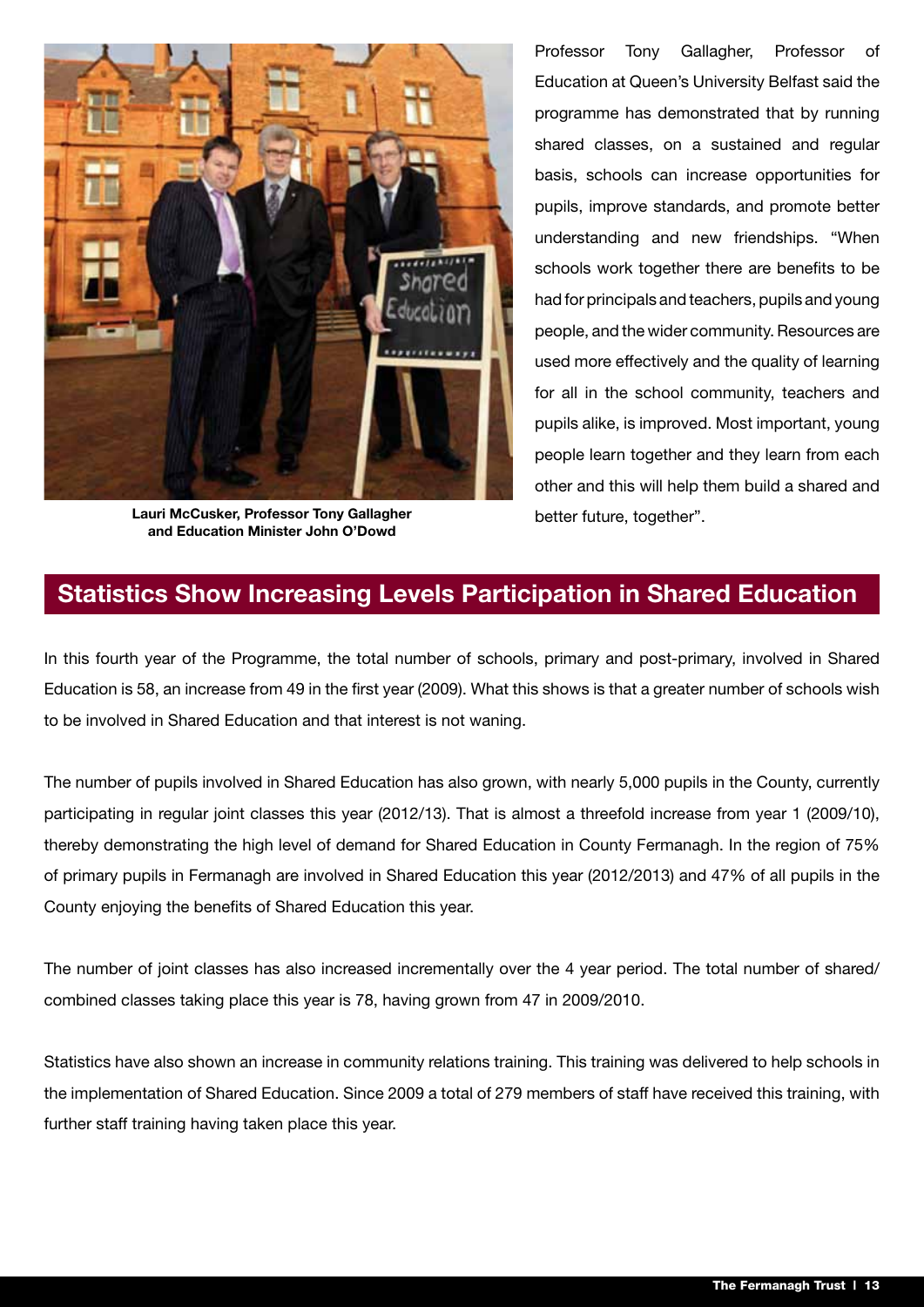Lauri McCusker, Professor Tony Gallagher and Education Minister John O'Dowd

Professor Tony Gallagher, Professor of Education at Queen's University Belfast said the programme has demonstrated that by running shared classes, on a sustained and regular basis, schools can increase opportunities for pupils, improve standards, and promote better understanding and new friendships. "When schools work together there are benefits to be had for principals and teachers, pupils and young people, and the wider community. Resources are used more effectively and the quality of learning for all in the school community, teachers and pupils alike, is improved. Most important, young people learn together and they learn from each other and this will help them build a shared and better future, together".

## Statistics Show Increasing Levels Participation in Shared Education

In this fourth year of the Programme, the total number of schools, primary and post-primary, involved in Shared Education is 58, an increase from 49 in the first year (2009). What this shows is that a greater number of schools wish to be involved in Shared Education and that interest is not waning.

The number of pupils involved in Shared Education has also grown, with nearly 5,000 pupils in the County, currently participating in regular joint classes this year (2012/13). That is almost a threefold increase from year 1 (2009/10), thereby demonstrating the high level of demand for Shared Education in County Fermanagh. In the region of 75% of primary pupils in Fermanagh are involved in Shared Education this year (2012/2013) and 47% of all pupils in the County enjoying the benefits of Shared Education this year.

The number of joint classes has also increased incrementally over the 4 year period. The total number of shared/combined classes taking place this year is 78, having grown from 47 in 2009/2010.

Statistics have also shown an increase in community relations training. This training was delivered to help schools in the implementation of Shared Education. Since 2009 a total of 279 members of staff have received this training, with further staff training having taken place this year.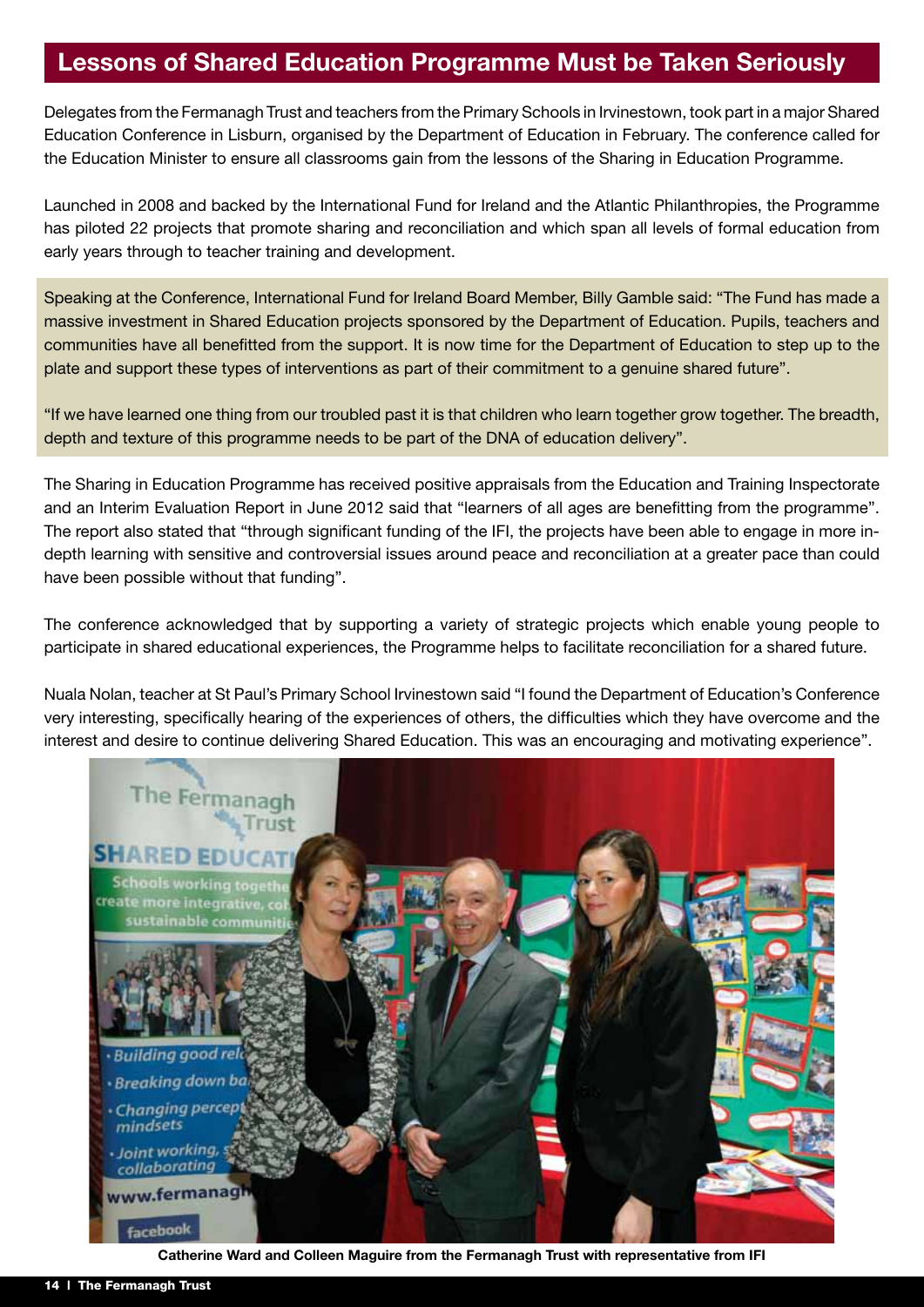## Lessons of Shared Education Programme Must be Taken Seriously

Delegates from the Fermanagh Trust and teachers from the Primary Schools in Irvinestown, took part in a major Shared Education Conference in Lisburn, organised by the Department of Education in February. The conference called for the Education Minister to ensure all classrooms gain from the lessons of the Sharing in Education Programme.

Launched in 2008 and backed by the International Fund for Ireland and the Atlantic Philanthropies, the Programme has piloted 22 projects that promote sharing and reconciliation and which span all levels of formal education from early years through to teacher training and development.

Speaking at the Conference, International Fund for Ireland Board Member, Billy Gamble said: "The Fund has made a massive investment in Shared Education projects sponsored by the Department of Education. Pupils, teachers and communities have all benefitted from the support. It is now time for the Department of Education to step up to the plate and support these types of interventions as part of their commitment to a genuine shared future".

"If we have learned one thing from our troubled past it is that children who learn together grow together. The breadth, depth and texture of this programme needs to be part of the DNA of education delivery".

The Sharing in Education Programme has received positive appraisals from the Education and Training Inspectorate and an Interim Evaluation Report in June 2012 said that "learners of all ages are benefitting from the programme". The report also stated that "through significant funding of the IFI, the projects have been able to engage in more in-depth learning with sensitive and controversial issues around peace and reconciliation at a greater pace than could have been possible without that funding".

The conference acknowledged that by supporting a variety of strategic projects which enable young people to participate in shared educational experiences, the Programme helps to facilitate reconciliation for a shared future.

Nuala Nolan, teacher at St Paul's Primary School Irvinestown said "I found the Department of Education's Conference very interesting, specifically hearing of the experiences of others, the difficulties which they have overcome and the interest and desire to continue delivering Shared Education. This was an encouraging and motivating experience".

**Catherine Ward and Colleen Maguire from the Fermanagh Trust with representative from IFI**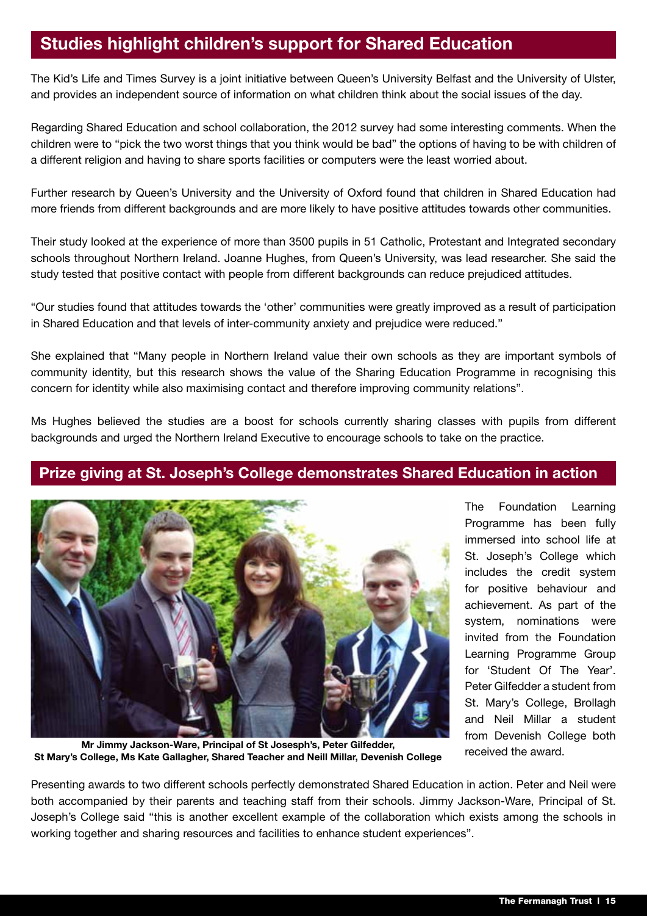## Studies highlight children's support for Shared Education

The Kid's Life and Times Survey is a joint initiative between Queen's University Belfast and the University of Ulster, and provides an independent source of information on what children think about the social issues of the day.

Regarding Shared Education and school collaboration, the 2012 survey had some interesting comments. When the children were to "pick the two worst things that you think would be bad" the options of having to be with children of a different religion and having to share sports facilities or computers were the least worried about.

Further research by Queen's University and the University of Oxford found that children in Shared Education had more friends from different backgrounds and are more likely to have positive attitudes towards other communities.

Their study looked at the experience of more than 3500 pupils in 51 Catholic, Protestant and Integrated secondary schools throughout Northern Ireland. Joanne Hughes, from Queen's University, was lead researcher. She said the study tested that positive contact with people from different backgrounds can reduce prejudiced attitudes.

"Our studies found that attitudes towards the 'other' communities were greatly improved as a result of participation in Shared Education and that levels of inter-community anxiety and prejudice were reduced."

She explained that "Many people in Northern Ireland value their own schools as they are important symbols of community identity, but this research shows the value of the Sharing Education Programme in recognising this concern for identity while also maximising contact and therefore improving community relations".

Ms Hughes believed the studies are a boost for schools currently sharing classes with pupils from different backgrounds and urged the Northern Ireland Executive to encourage schools to take on the practice.

## Prize giving at St. Joseph's College demonstrates Shared Education in action

**Mr Jimmy Jackson-Ware, Principal of St Josesph's, Peter Gilfedder, St Mary's College, Ms Kate Gallagher, Shared Teacher and Neill Millar, Devenish College**

The Foundation Learning Programme has been fully immersed into school life at St. Joseph's College which includes the credit system for positive behaviour and achievement. As part of the system, nominations were invited from the Foundation Learning Programme Group for 'Student Of The Year'. Peter Gilfedder a student from St. Mary's College, Brollagh and Neil Millar a student from Devenish College both received the award.

Presenting awards to two different schools perfectly demonstrated Shared Education in action. Peter and Neil were both accompanied by their parents and teaching staff from their schools. Jimmy Jackson-Ware, Principal of St. Joseph's College said "this is another excellent example of the collaboration which exists among the schools in working together and sharing resources and facilities to enhance student experiences".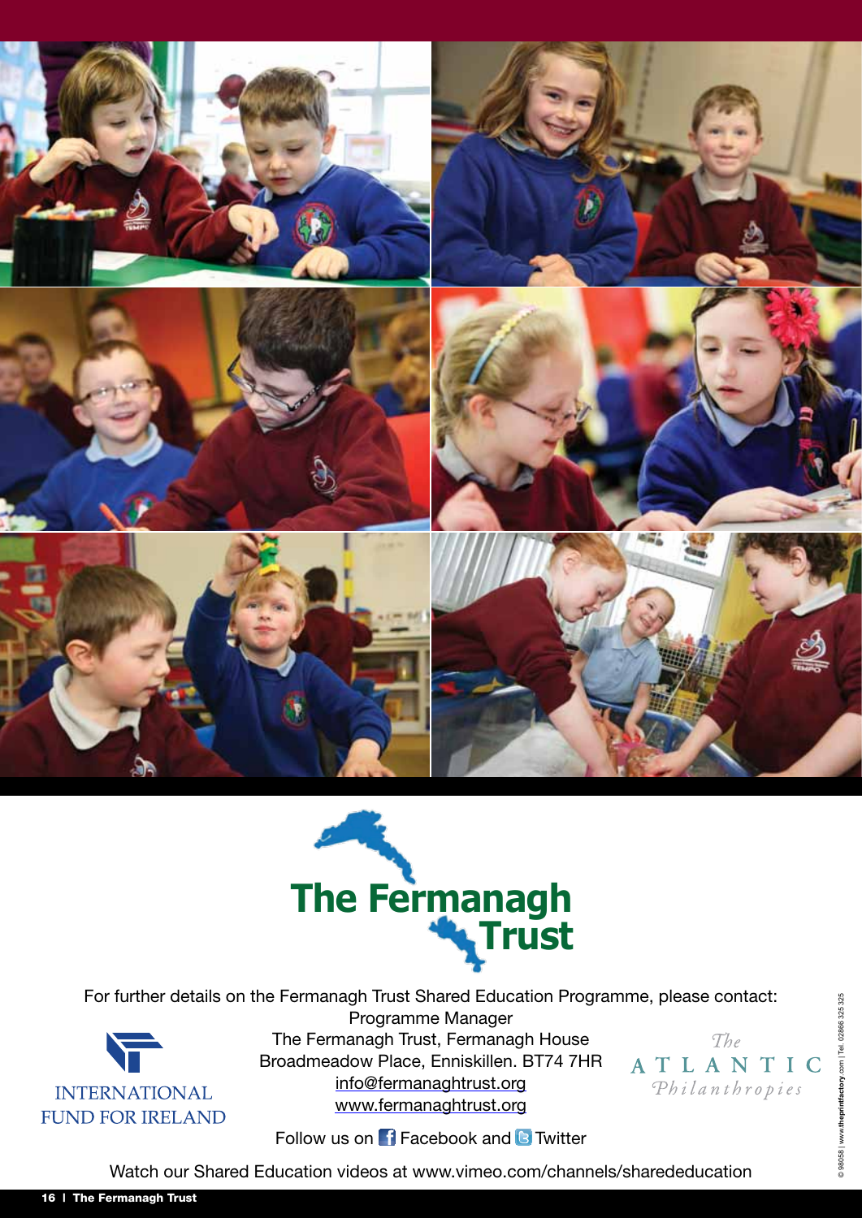The Fermanagh Trust

For further details on the Fermanagh Trust Shared Education Programme, please contact:

Programme Manager
The Fermanagh Trust, Fermanagh House
Broadmeadow Place, Enniskillen. BT74 7HR
info@fermanaghtrust.org
www.fermanaghtrust.org

Follow us on Facebook and Twitter

Watch our Shared Education videos at www.vimeo.com/channels/sharededucation

INTERNATIONAL FUND FOR IRELAND

The ATLANTIC Philanthropies

© 98058 | www.theprintfactory.com | Tel: 02866 325 325